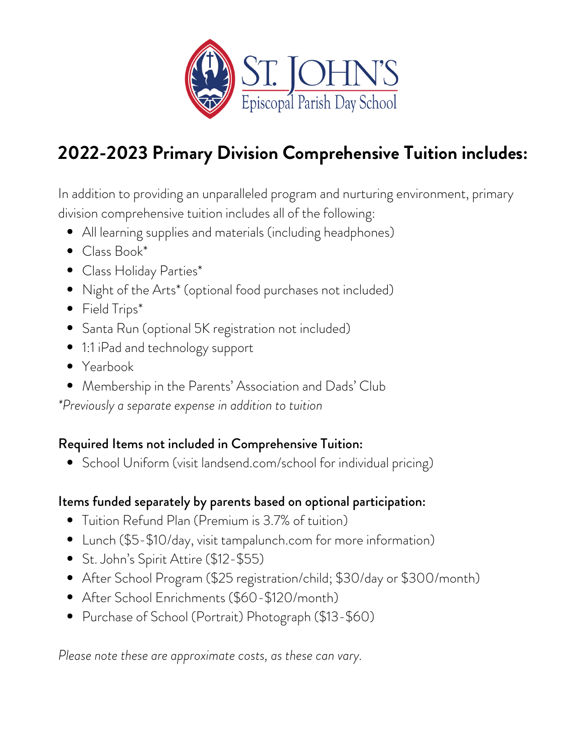# 2022-2023 Primary Division Comprehensive Tuition includes:

In addition to providing an unparalleled program and nurturing environment, primary division comprehensive tuition includes all of the following:

- All learning supplies and materials (including headphones)
- Class Book*
- Class Holiday Parties*
- Night of the Arts* (optional food purchases not included)
- Field Trips*
- Santa Run (optional 5K registration not included)
- 1:1 iPad and technology support
- Yearbook
- Membership in the Parents' Association and Dads' Club

*\*Previously a separate expense in addition to tuition*

### Required Items not included in Comprehensive Tuition:

- School Uniform (visit landsend.com/school for individual pricing)

### Items funded separately by parents based on optional participation:

- Tuition Refund Plan (Premium is 3.7% of tuition)
- Lunch ($5-$10/day, visit tampalunch.com for more information)
- St. John's Spirit Attire ($12-$55)
- After School Program ($25 registration/child; $30/day or $300/month)
- After School Enrichments ($60-$120/month)
- Purchase of School (Portrait) Photograph ($13-$60)

*Please note these are approximate costs, as these can vary.*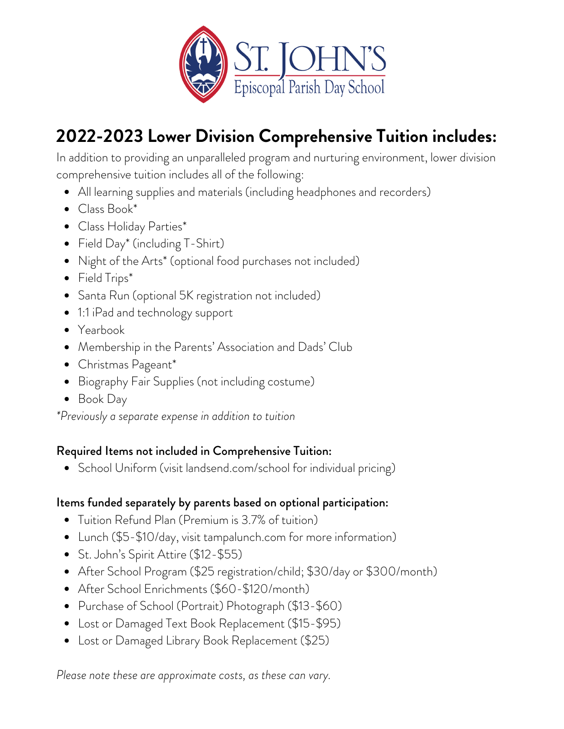# 2022-2023 Lower Division Comprehensive Tuition includes:

In addition to providing an unparalleled program and nurturing environment, lower division comprehensive tuition includes all of the following:

- All learning supplies and materials (including headphones and recorders)
- Class Book*
- Class Holiday Parties*
- Field Day* (including T-Shirt)
- Night of the Arts* (optional food purchases not included)
- Field Trips*
- Santa Run (optional 5K registration not included)
- 1:1 iPad and technology support
- Yearbook
- Membership in the Parents' Association and Dads' Club
- Christmas Pageant*
- Biography Fair Supplies (not including costume)
- Book Day

*\*Previously a separate expense in addition to tuition*

### Required Items not included in Comprehensive Tuition:

- School Uniform (visit landsend.com/school for individual pricing)

### Items funded separately by parents based on optional participation:

- Tuition Refund Plan (Premium is 3.7% of tuition)
- Lunch ($5-$10/day, visit tampalunch.com for more information)
- St. John's Spirit Attire ($12-$55)
- After School Program ($25 registration/child; $30/day or $300/month)
- After School Enrichments ($60-$120/month)
- Purchase of School (Portrait) Photograph ($13-$60)
- Lost or Damaged Text Book Replacement ($15-$95)
- Lost or Damaged Library Book Replacement ($25)

*Please note these are approximate costs, as these can vary.*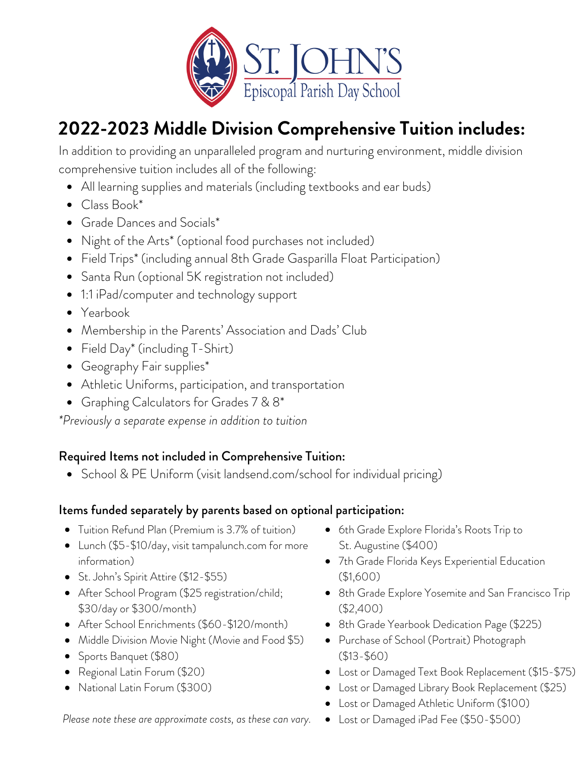# 2022-2023 Middle Division Comprehensive Tuition includes:

In addition to providing an unparalleled program and nurturing environment, middle division comprehensive tuition includes all of the following:

- All learning supplies and materials (including textbooks and ear buds)
- Class Book*
- Grade Dances and Socials*
- Night of the Arts* (optional food purchases not included)
- Field Trips* (including annual 8th Grade Gasparilla Float Participation)
- Santa Run (optional 5K registration not included)
- 1:1 iPad/computer and technology support
- Yearbook
- Membership in the Parents' Association and Dads' Club
- Field Day* (including T-Shirt)
- Geography Fair supplies*
- Athletic Uniforms, participation, and transportation
- Graphing Calculators for Grades 7 & 8*

*\*Previously a separate expense in addition to tuition*

### Required Items not included in Comprehensive Tuition:

- School & PE Uniform (visit landsend.com/school for individual pricing)

### Items funded separately by parents based on optional participation:

- Tuition Refund Plan (Premium is 3.7% of tuition)
- Lunch ($5-$10/day, visit tampalunch.com for more information)
- St. John's Spirit Attire ($12-$55)
- After School Program ($25 registration/child; $30/day or $300/month)
- After School Enrichments ($60-$120/month)
- Middle Division Movie Night (Movie and Food $5)
- Sports Banquet ($80)
- Regional Latin Forum ($20)
- National Latin Forum ($300)
- 6th Grade Explore Florida's Roots Trip to St. Augustine ($400)
- 7th Grade Florida Keys Experiential Education ($1,600)
- 8th Grade Explore Yosemite and San Francisco Trip ($2,400)
- 8th Grade Yearbook Dedication Page ($225)
- Purchase of School (Portrait) Photograph ($13-$60)
- Lost or Damaged Text Book Replacement ($15-$75)
- Lost or Damaged Library Book Replacement ($25)
- Lost or Damaged Athletic Uniform ($100)
- Lost or Damaged iPad Fee ($50-$500)

*Please note these are approximate costs, as these can vary.*